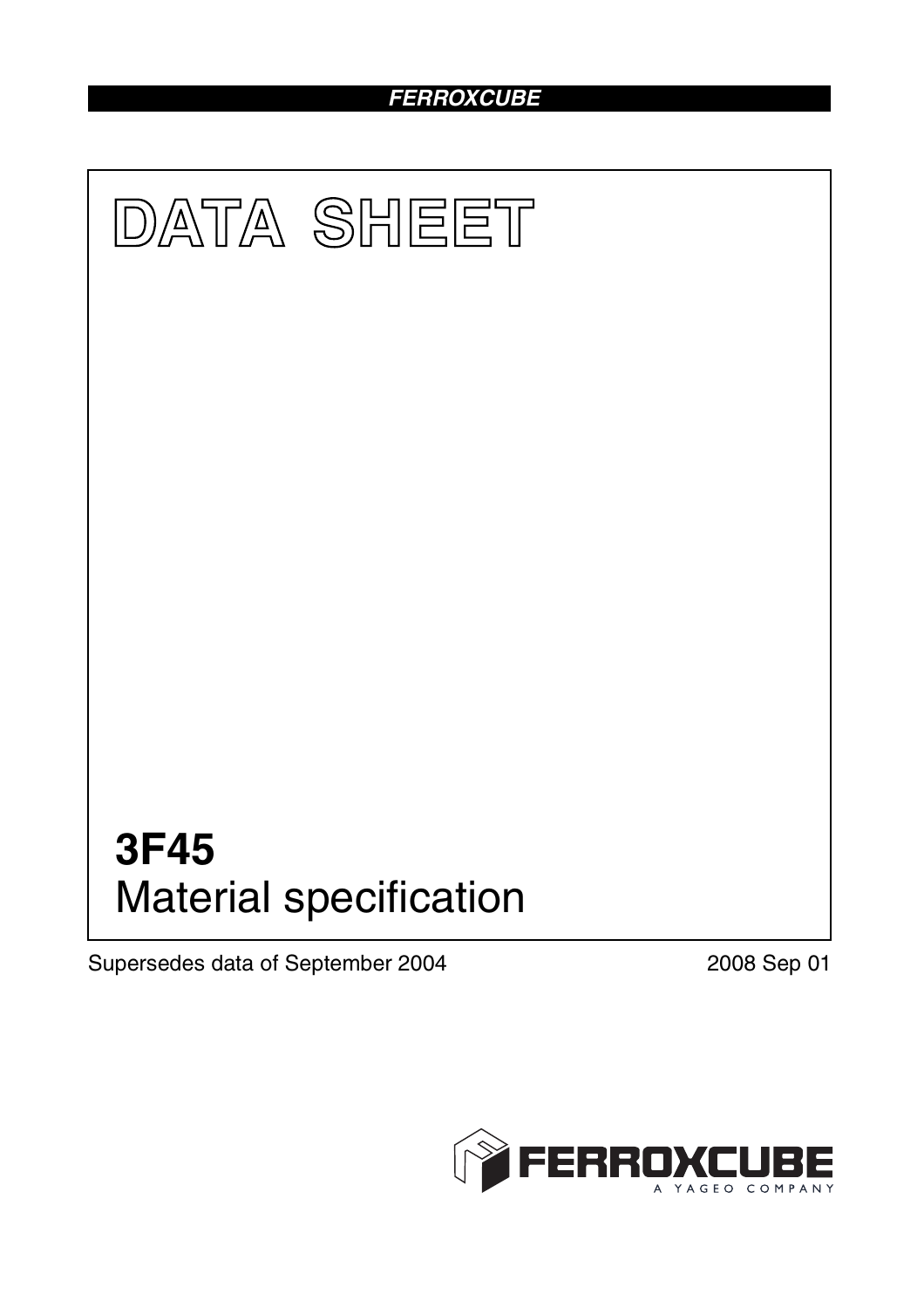FERROXCUBE

# DATA SHEET

## 3F45
Material specification

Supersedes data of September 2004

2008 Sep 01

FERROXCUBE
A YAGEO COMPANY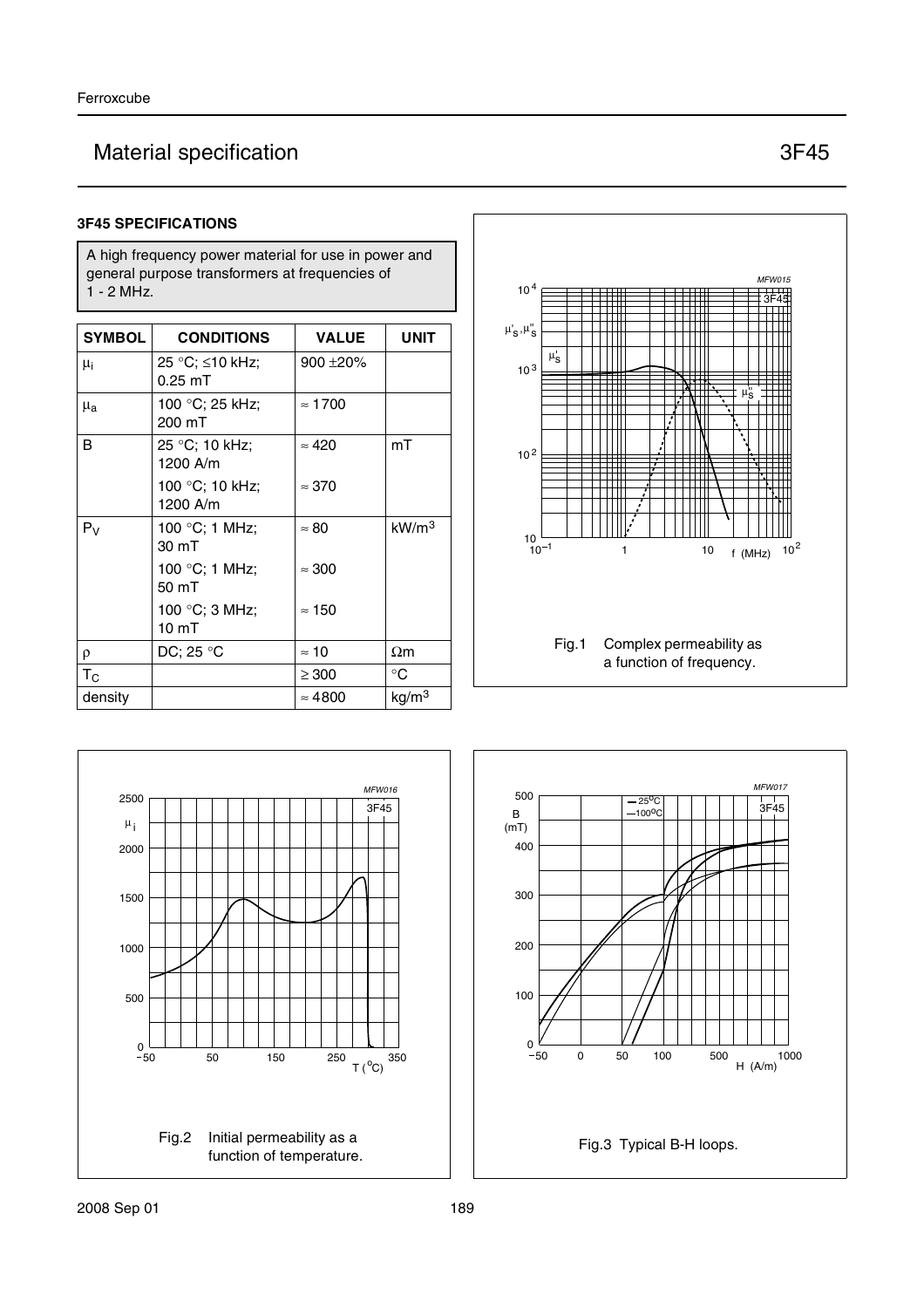# Material specification 3F45

### 3F45 SPECIFICATIONS

A high frequency power material for use in power and general purpose transformers at frequencies of 1 - 2 MHz.

| SYMBOL | CONDITIONS | VALUE | UNIT |
|---|---|---|---|
| $\mu_i$ | 25 °C; ≤10 kHz; 0.25 mT | 900 ±20% | |
| $\mu_a$ | 100 °C; 25 kHz; 200 mT | ≈ 1700 | |
| B | 25 °C; 10 kHz; 1200 A/m | ≈ 420 | mT |
| | 100 °C; 10 kHz; 1200 A/m | ≈ 370 | |
| $P_V$ | 100 °C; 1 MHz; 30 mT | ≈ 80 | kW/m$^3$ |
| | 100 °C; 1 MHz; 50 mT | ≈ 300 | |
| | 100 °C; 3 MHz; 10 mT | ≈ 150 | |
| ρ | DC; 25 °C | ≈ 10 | Ωm |
| $T_C$ | | ≥ 300 | °C |
| density | | ≈ 4800 | kg/m$^3$ |

Fig.1 Complex permeability as a function of frequency.

Fig.2 Initial permeability as a function of temperature.

Fig.3 Typical B-H loops.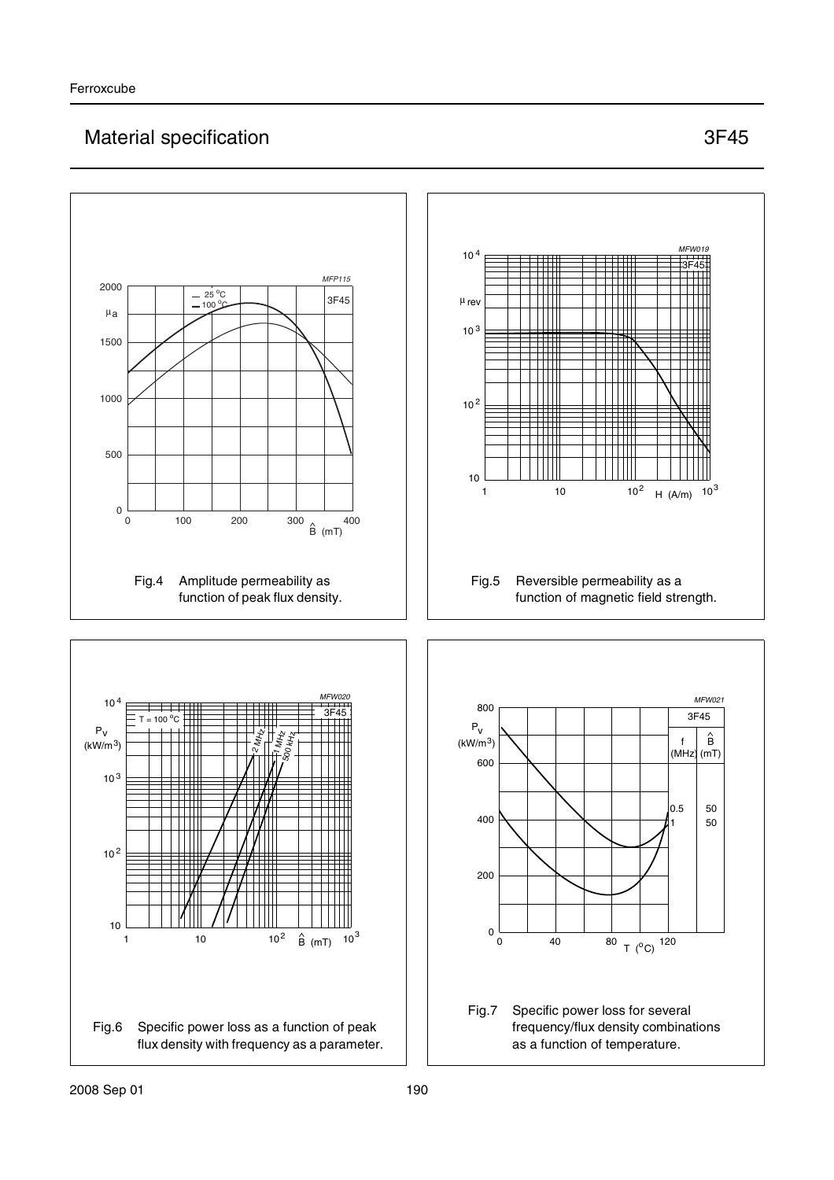# Material specification 3F45

Fig.4 Amplitude permeability as function of peak flux density.

Fig.5 Reversible permeability as a function of magnetic field strength.

Fig.6 Specific power loss as a function of peak flux density with frequency as a parameter.

Fig.7 Specific power loss for several frequency/flux density combinations as a function of temperature.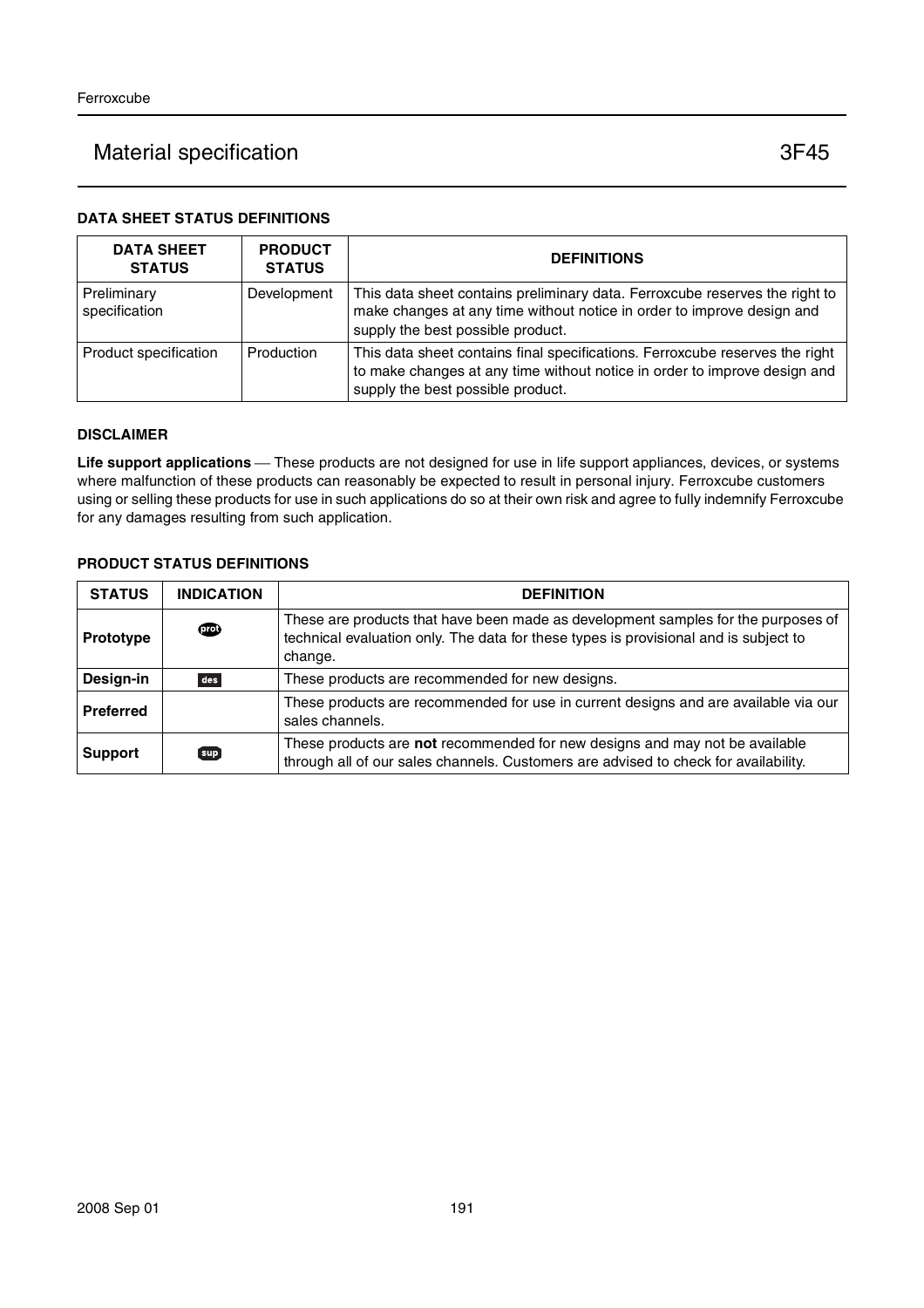## DATA SHEET STATUS DEFINITIONS

| DATA SHEET STATUS | PRODUCT STATUS | DEFINITIONS |
|---|---|---|
| Preliminary specification | Development | This data sheet contains preliminary data. Ferroxcube reserves the right to make changes at any time without notice in order to improve design and supply the best possible product. |
| Product specification | Production | This data sheet contains final specifications. Ferroxcube reserves the right to make changes at any time without notice in order to improve design and supply the best possible product. |

## DISCLAIMER

**Life support applications** — These products are not designed for use in life support appliances, devices, or systems where malfunction of these products can reasonably be expected to result in personal injury. Ferroxcube customers using or selling these products for use in such applications do so at their own risk and agree to fully indemnify Ferroxcube for any damages resulting from such application.

## PRODUCT STATUS DEFINITIONS

| STATUS | INDICATION | DEFINITION |
|---|---|---|
| **Prototype** | prot | These are products that have been made as development samples for the purposes of technical evaluation only. The data for these types is provisional and is subject to change. |
| **Design-in** | des | These products are recommended for new designs. |
| **Preferred** | | These products are recommended for use in current designs and are available via our sales channels. |
| **Support** | sup | These products are **not** recommended for new designs and may not be available through all of our sales channels. Customers are advised to check for availability. |